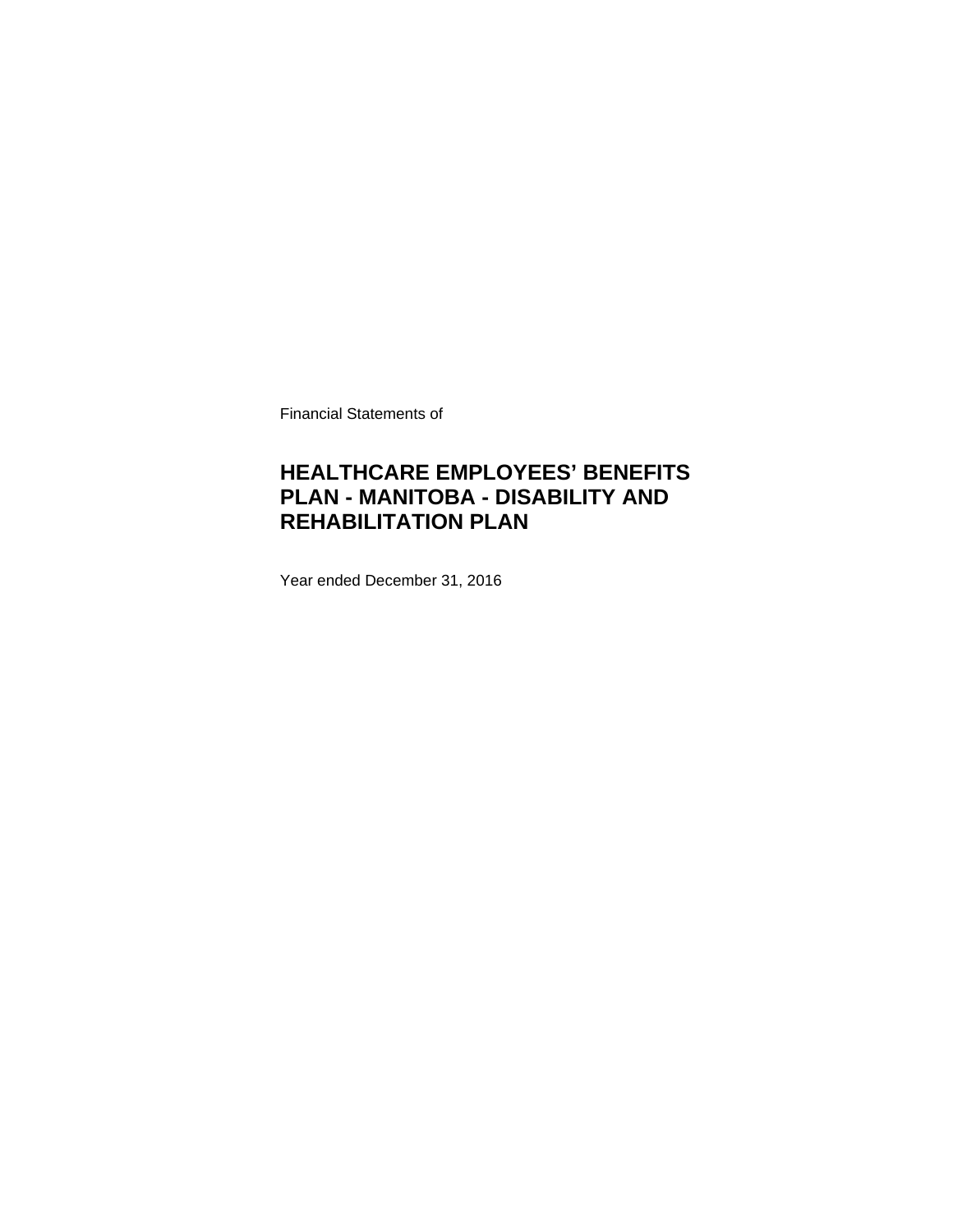Financial Statements of

# HEALTHCARE EMPLOYEES' BENEFITS PLAN - MANITOBA - DISABILITY AND REHABILITATION PLAN

Year ended December 31, 2016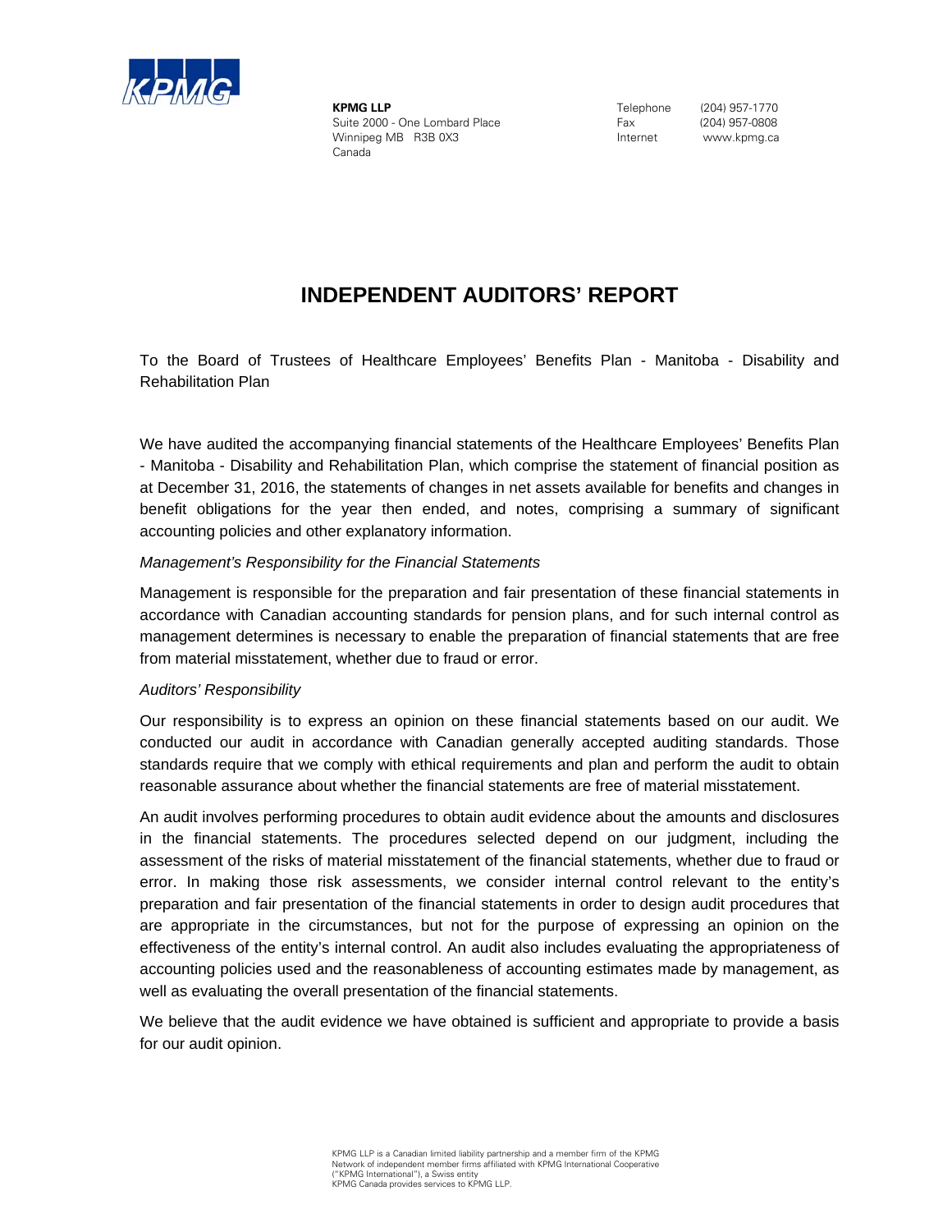KPMG LLP
Suite 2000 - One Lombard Place
Winnipeg MB R3B 0X3
Canada

Telephone (204) 957-1770
Fax (204) 957-0808
Internet www.kpmg.ca

# INDEPENDENT AUDITORS' REPORT

To the Board of Trustees of Healthcare Employees' Benefits Plan - Manitoba - Disability and Rehabilitation Plan

We have audited the accompanying financial statements of the Healthcare Employees' Benefits Plan - Manitoba - Disability and Rehabilitation Plan, which comprise the statement of financial position as at December 31, 2016, the statements of changes in net assets available for benefits and changes in benefit obligations for the year then ended, and notes, comprising a summary of significant accounting policies and other explanatory information.

*Management's Responsibility for the Financial Statements*

Management is responsible for the preparation and fair presentation of these financial statements in accordance with Canadian accounting standards for pension plans, and for such internal control as management determines is necessary to enable the preparation of financial statements that are free from material misstatement, whether due to fraud or error.

*Auditors' Responsibility*

Our responsibility is to express an opinion on these financial statements based on our audit. We conducted our audit in accordance with Canadian generally accepted auditing standards. Those standards require that we comply with ethical requirements and plan and perform the audit to obtain reasonable assurance about whether the financial statements are free of material misstatement.

An audit involves performing procedures to obtain audit evidence about the amounts and disclosures in the financial statements. The procedures selected depend on our judgment, including the assessment of the risks of material misstatement of the financial statements, whether due to fraud or error. In making those risk assessments, we consider internal control relevant to the entity's preparation and fair presentation of the financial statements in order to design audit procedures that are appropriate in the circumstances, but not for the purpose of expressing an opinion on the effectiveness of the entity's internal control. An audit also includes evaluating the appropriateness of accounting policies used and the reasonableness of accounting estimates made by management, as well as evaluating the overall presentation of the financial statements.

We believe that the audit evidence we have obtained is sufficient and appropriate to provide a basis for our audit opinion.

KPMG LLP is a Canadian limited liability partnership and a member firm of the KPMG Network of independent member firms affiliated with KPMG International Cooperative ("KPMG International"), a Swiss entity
KPMG Canada provides services to KPMG LLP.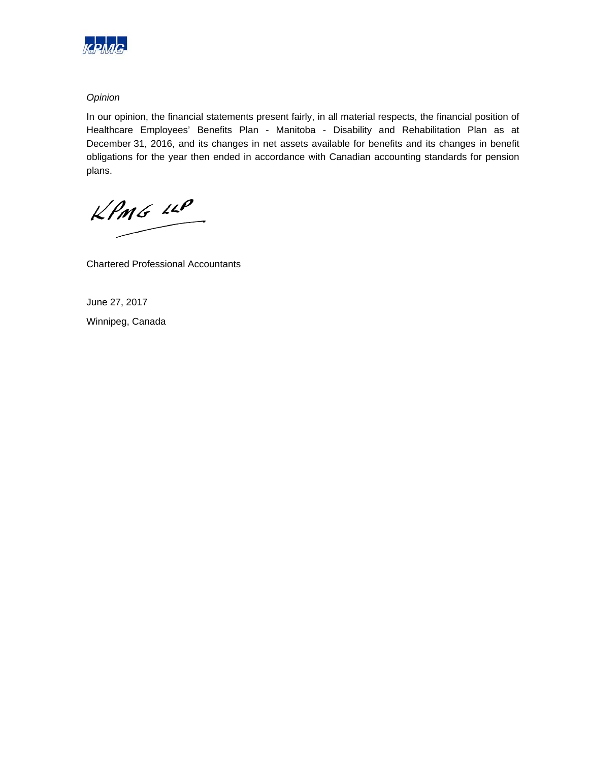*Opinion*

In our opinion, the financial statements present fairly, in all material respects, the financial position of Healthcare Employees' Benefits Plan - Manitoba - Disability and Rehabilitation Plan as at December 31, 2016, and its changes in net assets available for benefits and its changes in benefit obligations for the year then ended in accordance with Canadian accounting standards for pension plans.

KPMG LLP

Chartered Professional Accountants

June 27, 2017

Winnipeg, Canada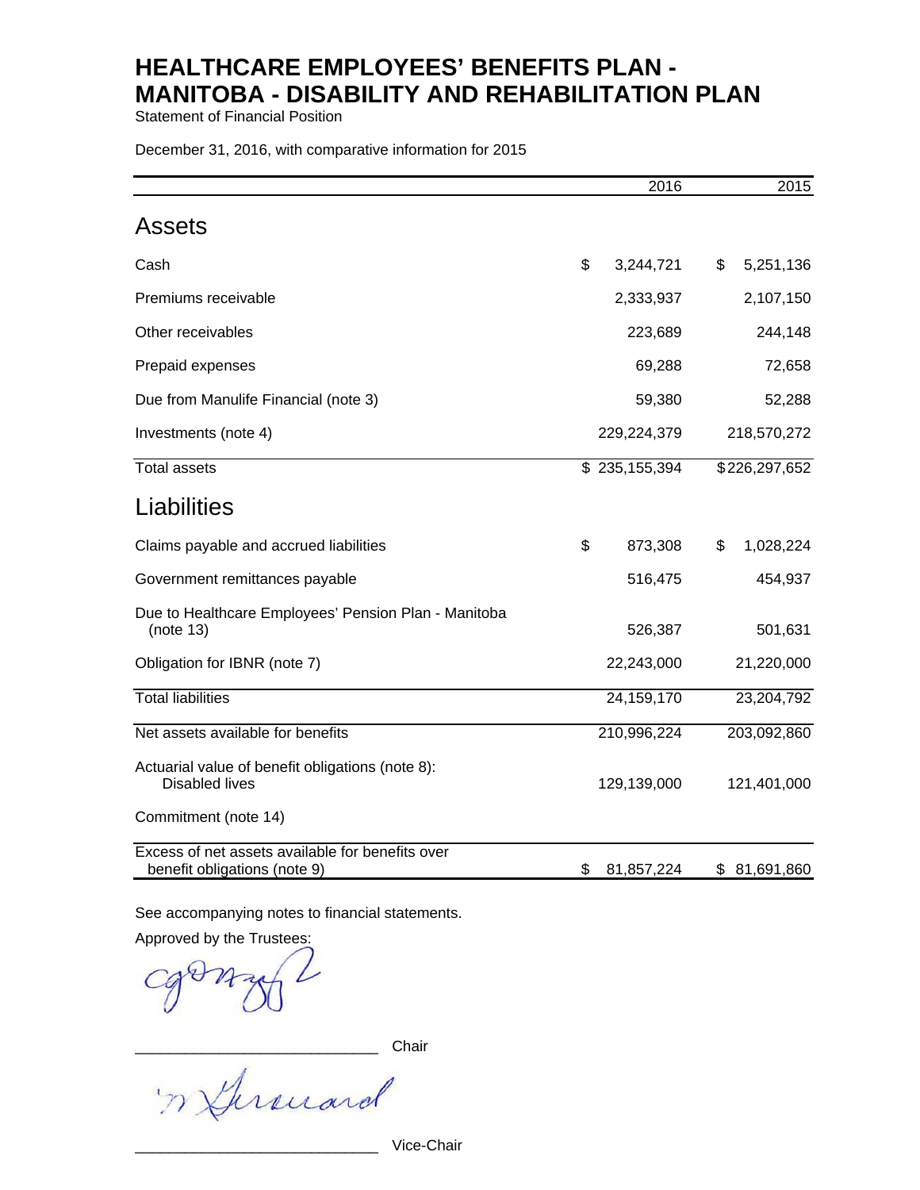# HEALTHCARE EMPLOYEES' BENEFITS PLAN - MANITOBA - DISABILITY AND REHABILITATION PLAN

Statement of Financial Position

December 31, 2016, with comparative information for 2015

| | 2016 | 2015 |
|---|---|---|
| **Assets** | | |
| Cash | $ 3,244,721 | $ 5,251,136 |
| Premiums receivable | 2,333,937 | 2,107,150 |
| Other receivables | 223,689 | 244,148 |
| Prepaid expenses | 69,288 | 72,658 |
| Due from Manulife Financial (note 3) | 59,380 | 52,288 |
| Investments (note 4) | 229,224,379 | 218,570,272 |
| Total assets | $ 235,155,394 | $ 226,297,652 |
| **Liabilities** | | |
| Claims payable and accrued liabilities | $ 873,308 | $ 1,028,224 |
| Government remittances payable | 516,475 | 454,937 |
| Due to Healthcare Employees' Pension Plan - Manitoba (note 13) | 526,387 | 501,631 |
| Obligation for IBNR (note 7) | 22,243,000 | 21,220,000 |
| Total liabilities | 24,159,170 | 23,204,792 |
| Net assets available for benefits | 210,996,224 | 203,092,860 |
| Actuarial value of benefit obligations (note 8): Disabled lives | 129,139,000 | 121,401,000 |
| Commitment (note 14) | | |
| Excess of net assets available for benefits over benefit obligations (note 9) | $ 81,857,224 | $ 81,691,860 |

See accompanying notes to financial statements.

Approved by the Trustees:

_____________________________ Chair

_____________________________ Vice-Chair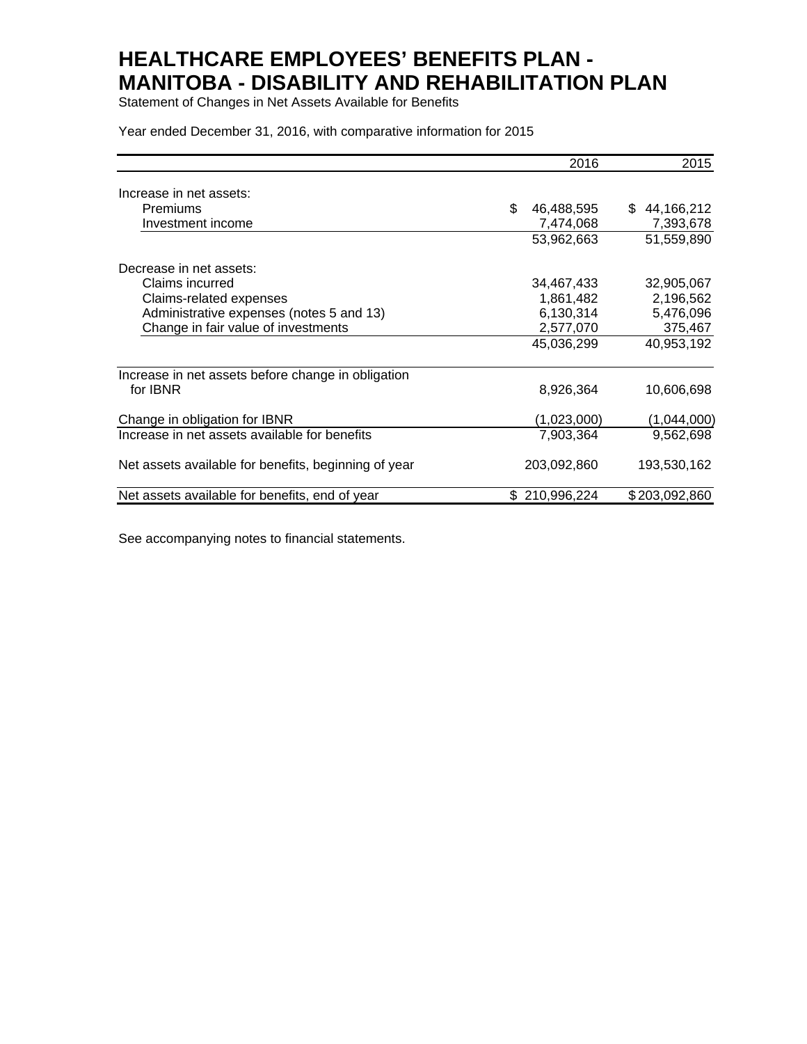# HEALTHCARE EMPLOYEES' BENEFITS PLAN - MANITOBA - DISABILITY AND REHABILITATION PLAN

Statement of Changes in Net Assets Available for Benefits

Year ended December 31, 2016, with comparative information for 2015

| | 2016 | 2015 |
|---|---|---|
| Increase in net assets: | | |
| Premiums | $ 46,488,595 | $ 44,166,212 |
| Investment income | 7,474,068 | 7,393,678 |
| | 53,962,663 | 51,559,890 |
| Decrease in net assets: | | |
| Claims incurred | 34,467,433 | 32,905,067 |
| Claims-related expenses | 1,861,482 | 2,196,562 |
| Administrative expenses (notes 5 and 13) | 6,130,314 | 5,476,096 |
| Change in fair value of investments | 2,577,070 | 375,467 |
| | 45,036,299 | 40,953,192 |
| Increase in net assets before change in obligation for IBNR | 8,926,364 | 10,606,698 |
| Change in obligation for IBNR | (1,023,000) | (1,044,000) |
| Increase in net assets available for benefits | 7,903,364 | 9,562,698 |
| Net assets available for benefits, beginning of year | 203,092,860 | 193,530,162 |
| Net assets available for benefits, end of year | $ 210,996,224 | $ 203,092,860 |

See accompanying notes to financial statements.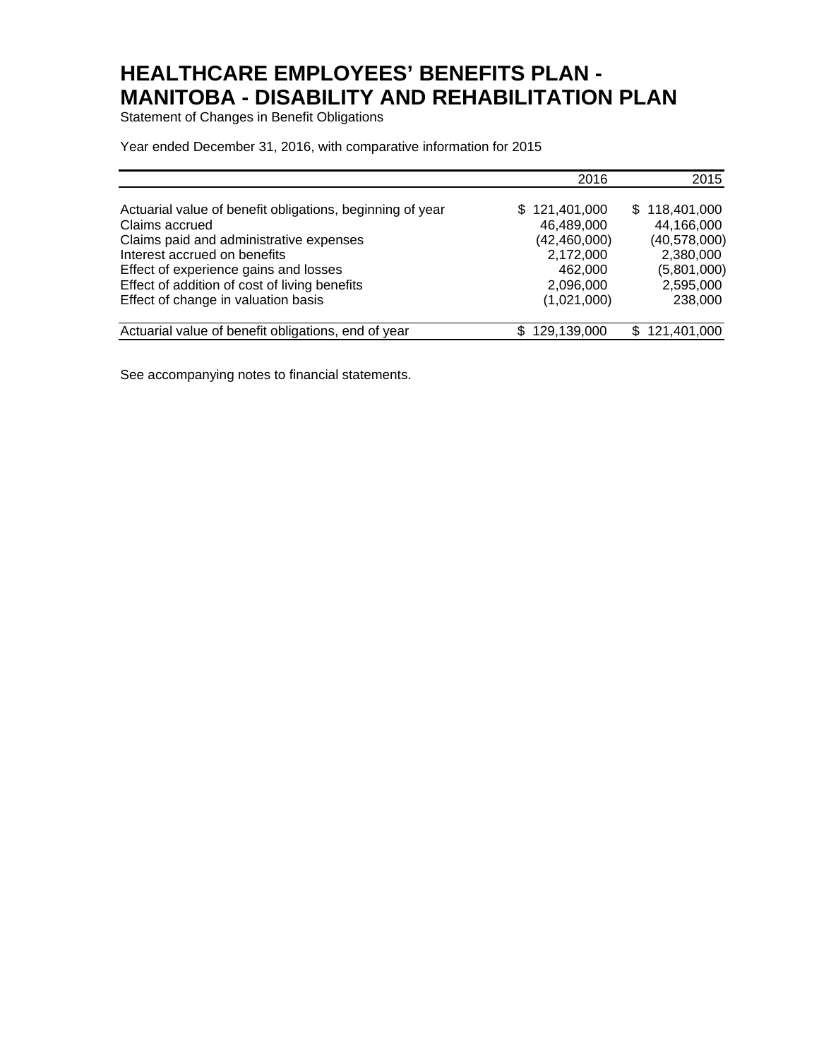# HEALTHCARE EMPLOYEES' BENEFITS PLAN - MANITOBA - DISABILITY AND REHABILITATION PLAN

Statement of Changes in Benefit Obligations

Year ended December 31, 2016, with comparative information for 2015

| | 2016 | 2015 |
|---|---|---|
| Actuarial value of benefit obligations, beginning of year | $ 121,401,000 | $ 118,401,000 |
| Claims accrued | 46,489,000 | 44,166,000 |
| Claims paid and administrative expenses | (42,460,000) | (40,578,000) |
| Interest accrued on benefits | 2,172,000 | 2,380,000 |
| Effect of experience gains and losses | 462,000 | (5,801,000) |
| Effect of addition of cost of living benefits | 2,096,000 | 2,595,000 |
| Effect of change in valuation basis | (1,021,000) | 238,000 |
| Actuarial value of benefit obligations, end of year | $ 129,139,000 | $ 121,401,000 |

See accompanying notes to financial statements.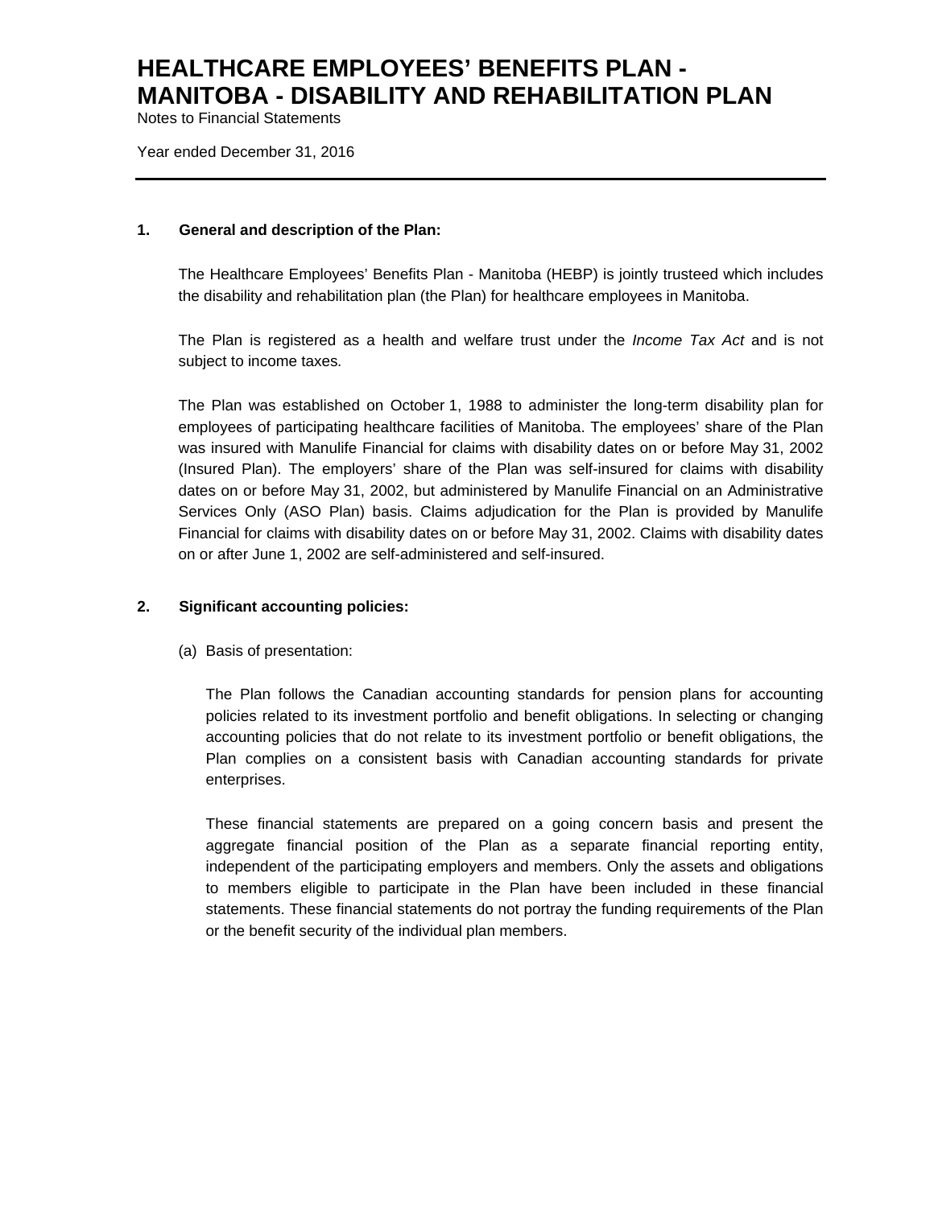# HEALTHCARE EMPLOYEES' BENEFITS PLAN - MANITOBA - DISABILITY AND REHABILITATION PLAN

Notes to Financial Statements

Year ended December 31, 2016

---

## 1. General and description of the Plan:

The Healthcare Employees' Benefits Plan - Manitoba (HEBP) is jointly trusteed which includes the disability and rehabilitation plan (the Plan) for healthcare employees in Manitoba.

The Plan is registered as a health and welfare trust under the *Income Tax Act* and is not subject to income taxes.

The Plan was established on October 1, 1988 to administer the long-term disability plan for employees of participating healthcare facilities of Manitoba. The employees' share of the Plan was insured with Manulife Financial for claims with disability dates on or before May 31, 2002 (Insured Plan). The employers' share of the Plan was self-insured for claims with disability dates on or before May 31, 2002, but administered by Manulife Financial on an Administrative Services Only (ASO Plan) basis. Claims adjudication for the Plan is provided by Manulife Financial for claims with disability dates on or before May 31, 2002. Claims with disability dates on or after June 1, 2002 are self-administered and self-insured.

## 2. Significant accounting policies:

(a) Basis of presentation:

The Plan follows the Canadian accounting standards for pension plans for accounting policies related to its investment portfolio and benefit obligations. In selecting or changing accounting policies that do not relate to its investment portfolio or benefit obligations, the Plan complies on a consistent basis with Canadian accounting standards for private enterprises.

These financial statements are prepared on a going concern basis and present the aggregate financial position of the Plan as a separate financial reporting entity, independent of the participating employers and members. Only the assets and obligations to members eligible to participate in the Plan have been included in these financial statements. These financial statements do not portray the funding requirements of the Plan or the benefit security of the individual plan members.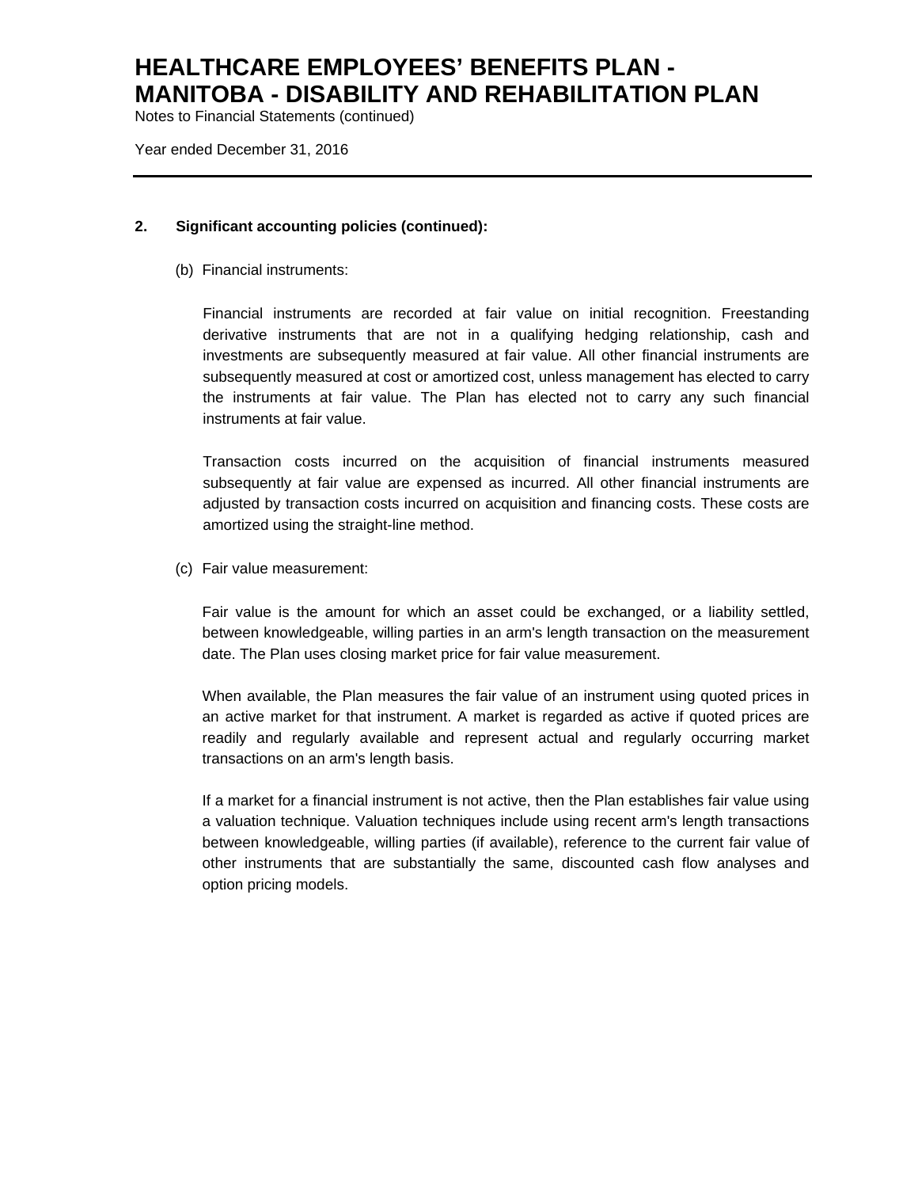# HEALTHCARE EMPLOYEES' BENEFITS PLAN - MANITOBA - DISABILITY AND REHABILITATION PLAN

Notes to Financial Statements (continued)

Year ended December 31, 2016

---

**2. Significant accounting policies (continued):**

(b) Financial instruments:

Financial instruments are recorded at fair value on initial recognition. Freestanding derivative instruments that are not in a qualifying hedging relationship, cash and investments are subsequently measured at fair value. All other financial instruments are subsequently measured at cost or amortized cost, unless management has elected to carry the instruments at fair value. The Plan has elected not to carry any such financial instruments at fair value.

Transaction costs incurred on the acquisition of financial instruments measured subsequently at fair value are expensed as incurred. All other financial instruments are adjusted by transaction costs incurred on acquisition and financing costs. These costs are amortized using the straight-line method.

(c) Fair value measurement:

Fair value is the amount for which an asset could be exchanged, or a liability settled, between knowledgeable, willing parties in an arm's length transaction on the measurement date. The Plan uses closing market price for fair value measurement.

When available, the Plan measures the fair value of an instrument using quoted prices in an active market for that instrument. A market is regarded as active if quoted prices are readily and regularly available and represent actual and regularly occurring market transactions on an arm's length basis.

If a market for a financial instrument is not active, then the Plan establishes fair value using a valuation technique. Valuation techniques include using recent arm's length transactions between knowledgeable, willing parties (if available), reference to the current fair value of other instruments that are substantially the same, discounted cash flow analyses and option pricing models.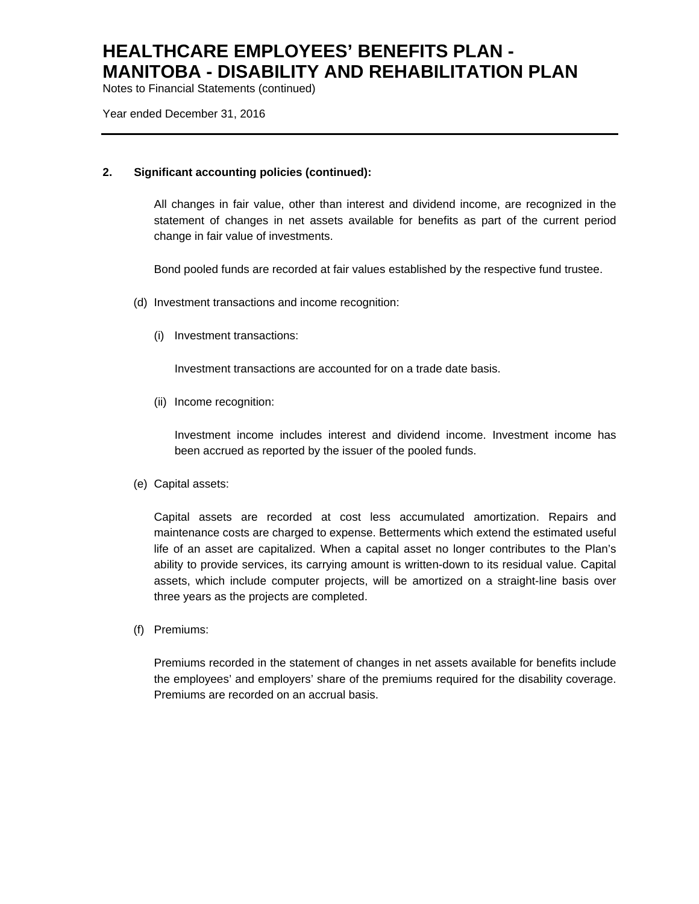## 2. Significant accounting policies (continued):

All changes in fair value, other than interest and dividend income, are recognized in the statement of changes in net assets available for benefits as part of the current period change in fair value of investments.

Bond pooled funds are recorded at fair values established by the respective fund trustee.

(d) Investment transactions and income recognition:

(i) Investment transactions:

Investment transactions are accounted for on a trade date basis.

(ii) Income recognition:

Investment income includes interest and dividend income. Investment income has been accrued as reported by the issuer of the pooled funds.

(e) Capital assets:

Capital assets are recorded at cost less accumulated amortization. Repairs and maintenance costs are charged to expense. Betterments which extend the estimated useful life of an asset are capitalized. When a capital asset no longer contributes to the Plan's ability to provide services, its carrying amount is written-down to its residual value. Capital assets, which include computer projects, will be amortized on a straight-line basis over three years as the projects are completed.

(f) Premiums:

Premiums recorded in the statement of changes in net assets available for benefits include the employees' and employers' share of the premiums required for the disability coverage. Premiums are recorded on an accrual basis.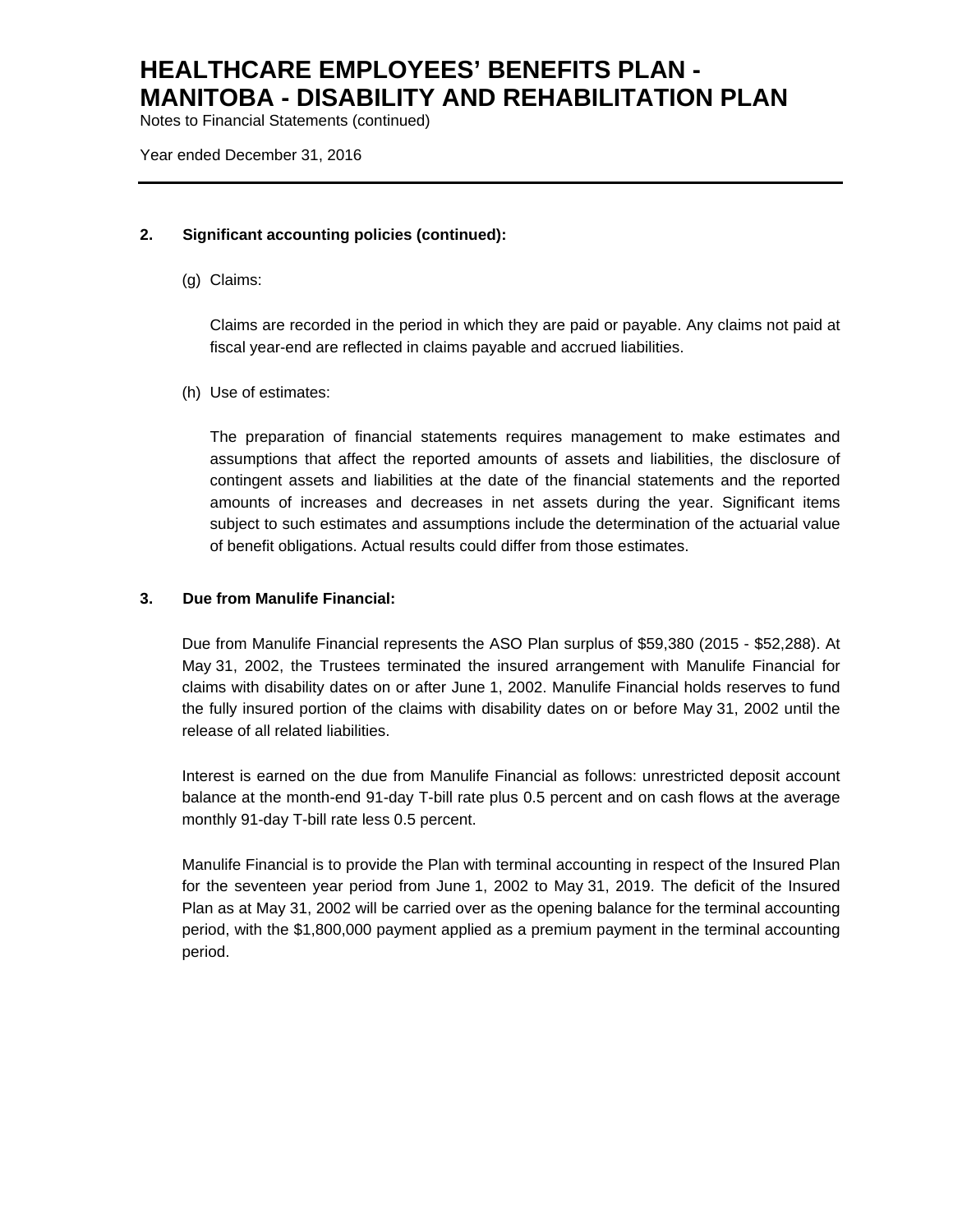## 2. Significant accounting policies (continued):

(g) Claims:

Claims are recorded in the period in which they are paid or payable. Any claims not paid at fiscal year-end are reflected in claims payable and accrued liabilities.

(h) Use of estimates:

The preparation of financial statements requires management to make estimates and assumptions that affect the reported amounts of assets and liabilities, the disclosure of contingent assets and liabilities at the date of the financial statements and the reported amounts of increases and decreases in net assets during the year. Significant items subject to such estimates and assumptions include the determination of the actuarial value of benefit obligations. Actual results could differ from those estimates.

## 3. Due from Manulife Financial:

Due from Manulife Financial represents the ASO Plan surplus of $59,380 (2015 - $52,288). At May 31, 2002, the Trustees terminated the insured arrangement with Manulife Financial for claims with disability dates on or after June 1, 2002. Manulife Financial holds reserves to fund the fully insured portion of the claims with disability dates on or before May 31, 2002 until the release of all related liabilities.

Interest is earned on the due from Manulife Financial as follows: unrestricted deposit account balance at the month-end 91-day T-bill rate plus 0.5 percent and on cash flows at the average monthly 91-day T-bill rate less 0.5 percent.

Manulife Financial is to provide the Plan with terminal accounting in respect of the Insured Plan for the seventeen year period from June 1, 2002 to May 31, 2019. The deficit of the Insured Plan as at May 31, 2002 will be carried over as the opening balance for the terminal accounting period, with the $1,800,000 payment applied as a premium payment in the terminal accounting period.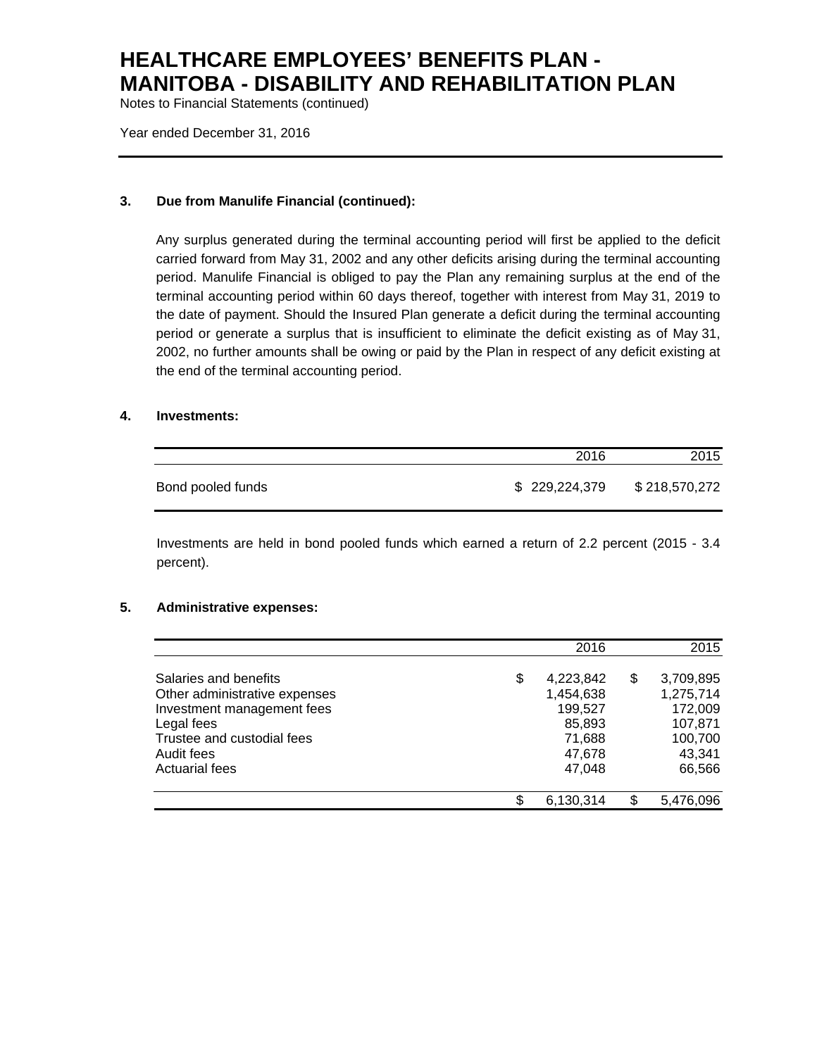# HEALTHCARE EMPLOYEES' BENEFITS PLAN - MANITOBA - DISABILITY AND REHABILITATION PLAN

Notes to Financial Statements (continued)

Year ended December 31, 2016

## 3. Due from Manulife Financial (continued):

Any surplus generated during the terminal accounting period will first be applied to the deficit carried forward from May 31, 2002 and any other deficits arising during the terminal accounting period. Manulife Financial is obliged to pay the Plan any remaining surplus at the end of the terminal accounting period within 60 days thereof, together with interest from May 31, 2019 to the date of payment. Should the Insured Plan generate a deficit during the terminal accounting period or generate a surplus that is insufficient to eliminate the deficit existing as of May 31, 2002, no further amounts shall be owing or paid by the Plan in respect of any deficit existing at the end of the terminal accounting period.

## 4. Investments:

| | 2016 | 2015 |
|---|---|---|
| Bond pooled funds | $ 229,224,379 | $ 218,570,272 |

Investments are held in bond pooled funds which earned a return of 2.2 percent (2015 - 3.4 percent).

## 5. Administrative expenses:

| | 2016 | 2015 |
|---|---|---|
| Salaries and benefits | $ 4,223,842 | $ 3,709,895 |
| Other administrative expenses | 1,454,638 | 1,275,714 |
| Investment management fees | 199,527 | 172,009 |
| Legal fees | 85,893 | 107,871 |
| Trustee and custodial fees | 71,688 | 100,700 |
| Audit fees | 47,678 | 43,341 |
| Actuarial fees | 47,048 | 66,566 |
| | $ 6,130,314 | $ 5,476,096 |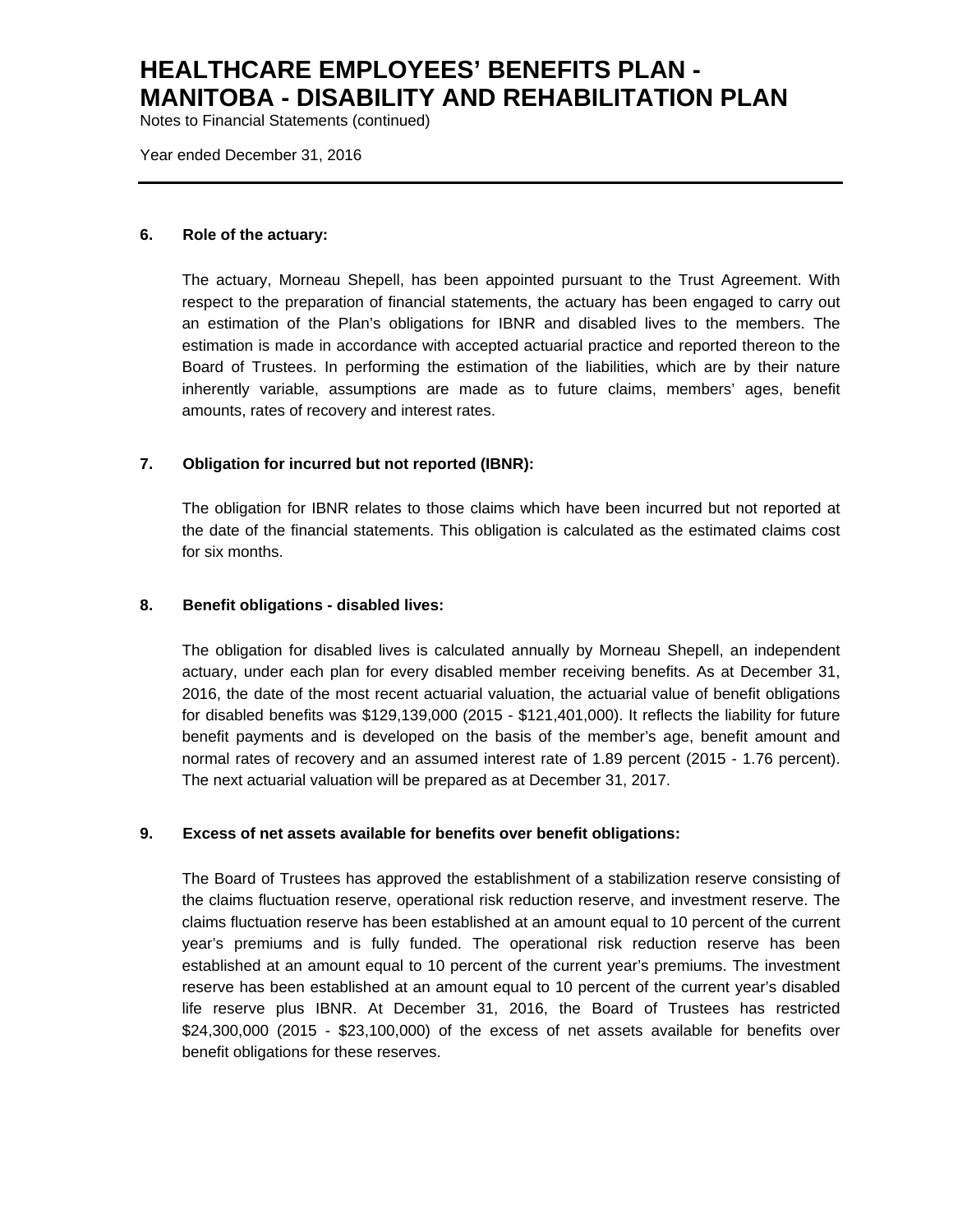# HEALTHCARE EMPLOYEES' BENEFITS PLAN - MANITOBA - DISABILITY AND REHABILITATION PLAN

Notes to Financial Statements (continued)

Year ended December 31, 2016

## 6. Role of the actuary:

The actuary, Morneau Shepell, has been appointed pursuant to the Trust Agreement. With respect to the preparation of financial statements, the actuary has been engaged to carry out an estimation of the Plan's obligations for IBNR and disabled lives to the members. The estimation is made in accordance with accepted actuarial practice and reported thereon to the Board of Trustees. In performing the estimation of the liabilities, which are by their nature inherently variable, assumptions are made as to future claims, members' ages, benefit amounts, rates of recovery and interest rates.

## 7. Obligation for incurred but not reported (IBNR):

The obligation for IBNR relates to those claims which have been incurred but not reported at the date of the financial statements. This obligation is calculated as the estimated claims cost for six months.

## 8. Benefit obligations - disabled lives:

The obligation for disabled lives is calculated annually by Morneau Shepell, an independent actuary, under each plan for every disabled member receiving benefits. As at December 31, 2016, the date of the most recent actuarial valuation, the actuarial value of benefit obligations for disabled benefits was $129,139,000 (2015 - $121,401,000). It reflects the liability for future benefit payments and is developed on the basis of the member's age, benefit amount and normal rates of recovery and an assumed interest rate of 1.89 percent (2015 - 1.76 percent). The next actuarial valuation will be prepared as at December 31, 2017.

## 9. Excess of net assets available for benefits over benefit obligations:

The Board of Trustees has approved the establishment of a stabilization reserve consisting of the claims fluctuation reserve, operational risk reduction reserve, and investment reserve. The claims fluctuation reserve has been established at an amount equal to 10 percent of the current year's premiums and is fully funded. The operational risk reduction reserve has been established at an amount equal to 10 percent of the current year's premiums. The investment reserve has been established at an amount equal to 10 percent of the current year's disabled life reserve plus IBNR. At December 31, 2016, the Board of Trustees has restricted $24,300,000 (2015 - $23,100,000) of the excess of net assets available for benefits over benefit obligations for these reserves.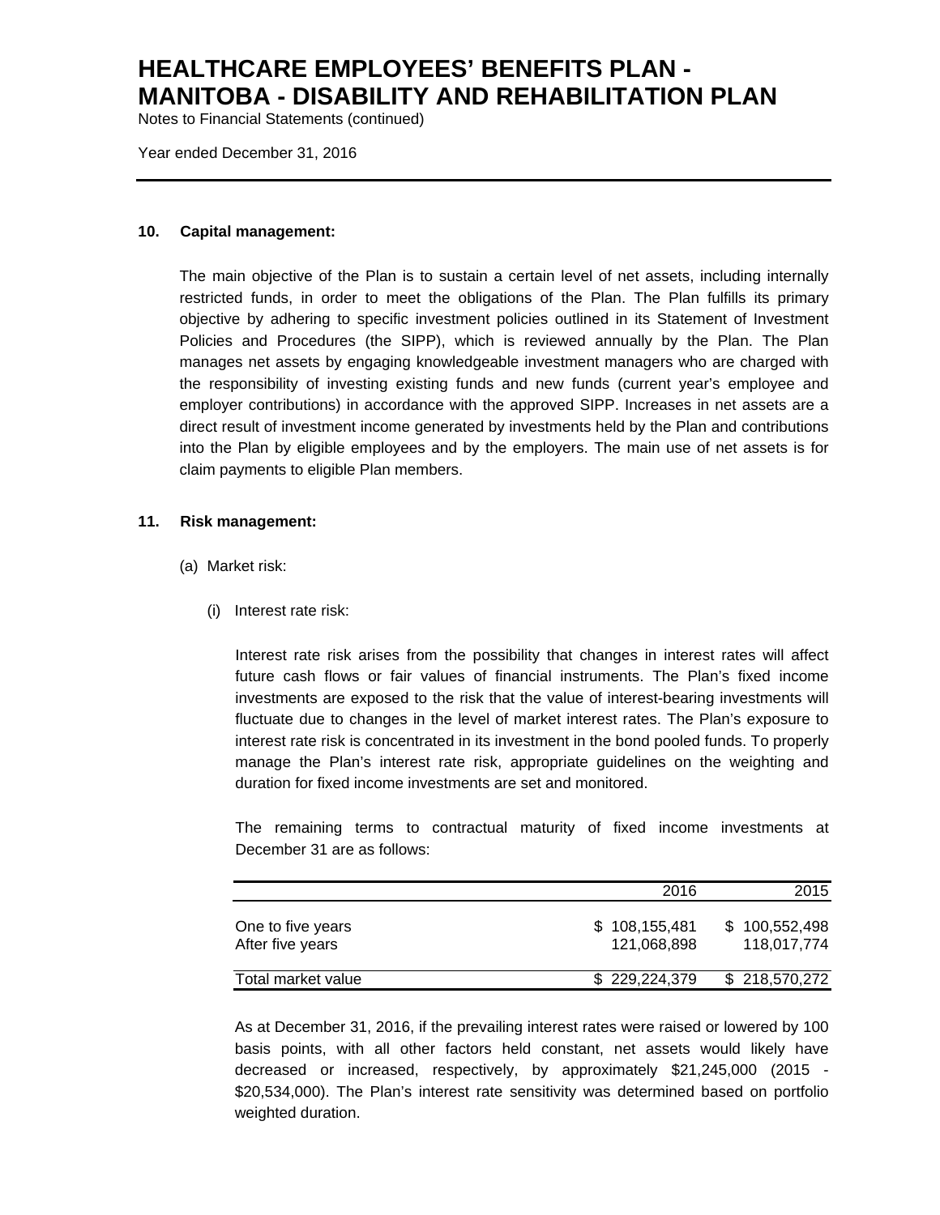# HEALTHCARE EMPLOYEES' BENEFITS PLAN - MANITOBA - DISABILITY AND REHABILITATION PLAN

Notes to Financial Statements (continued)

Year ended December 31, 2016

---

**10. Capital management:**

The main objective of the Plan is to sustain a certain level of net assets, including internally restricted funds, in order to meet the obligations of the Plan. The Plan fulfills its primary objective by adhering to specific investment policies outlined in its Statement of Investment Policies and Procedures (the SIPP), which is reviewed annually by the Plan. The Plan manages net assets by engaging knowledgeable investment managers who are charged with the responsibility of investing existing funds and new funds (current year's employee and employer contributions) in accordance with the approved SIPP. Increases in net assets are a direct result of investment income generated by investments held by the Plan and contributions into the Plan by eligible employees and by the employers. The main use of net assets is for claim payments to eligible Plan members.

**11. Risk management:**

(a) Market risk:

(i) Interest rate risk:

Interest rate risk arises from the possibility that changes in interest rates will affect future cash flows or fair values of financial instruments. The Plan's fixed income investments are exposed to the risk that the value of interest-bearing investments will fluctuate due to changes in the level of market interest rates. The Plan's exposure to interest rate risk is concentrated in its investment in the bond pooled funds. To properly manage the Plan's interest rate risk, appropriate guidelines on the weighting and duration for fixed income investments are set and monitored.

The remaining terms to contractual maturity of fixed income investments at December 31 are as follows:

| | 2016 | 2015 |
|---|---|---|
| One to five years | $ 108,155,481 | $ 100,552,498 |
| After five years | 121,068,898 | 118,017,774 |
| Total market value | $ 229,224,379 | $ 218,570,272 |

As at December 31, 2016, if the prevailing interest rates were raised or lowered by 100 basis points, with all other factors held constant, net assets would likely have decreased or increased, respectively, by approximately $21,245,000 (2015 - $20,534,000). The Plan's interest rate sensitivity was determined based on portfolio weighted duration.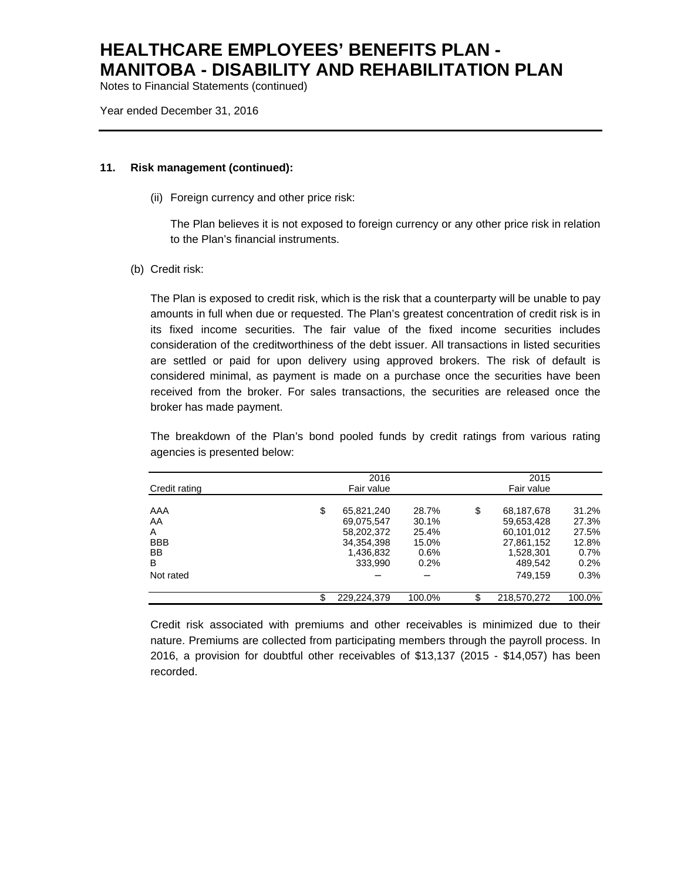# HEALTHCARE EMPLOYEES' BENEFITS PLAN - MANITOBA - DISABILITY AND REHABILITATION PLAN

Notes to Financial Statements (continued)

Year ended December 31, 2016

**11. Risk management (continued):**

(ii) Foreign currency and other price risk:

The Plan believes it is not exposed to foreign currency or any other price risk in relation to the Plan's financial instruments.

(b) Credit risk:

The Plan is exposed to credit risk, which is the risk that a counterparty will be unable to pay amounts in full when due or requested. The Plan's greatest concentration of credit risk is in its fixed income securities. The fair value of the fixed income securities includes consideration of the creditworthiness of the debt issuer. All transactions in listed securities are settled or paid for upon delivery using approved brokers. The risk of default is considered minimal, as payment is made on a purchase once the securities have been received from the broker. For sales transactions, the securities are released once the broker has made payment.

The breakdown of the Plan's bond pooled funds by credit ratings from various rating agencies is presented below:

| Credit rating | 2016 Fair value | | 2015 Fair value | |
|---|---|---|---|---|
| AAA | $ 65,821,240 | 28.7% | $ 68,187,678 | 31.2% |
| AA | 69,075,547 | 30.1% | 59,653,428 | 27.3% |
| A | 58,202,372 | 25.4% | 60,101,012 | 27.5% |
| BBB | 34,354,398 | 15.0% | 27,861,152 | 12.8% |
| BB | 1,436,832 | 0.6% | 1,528,301 | 0.7% |
| B | 333,990 | 0.2% | 489,542 | 0.2% |
| Not rated | – | – | 749,159 | 0.3% |
| | $ 229,224,379 | 100.0% | $ 218,570,272 | 100.0% |

Credit risk associated with premiums and other receivables is minimized due to their nature. Premiums are collected from participating members through the payroll process. In 2016, a provision for doubtful other receivables of $13,137 (2015 - $14,057) has been recorded.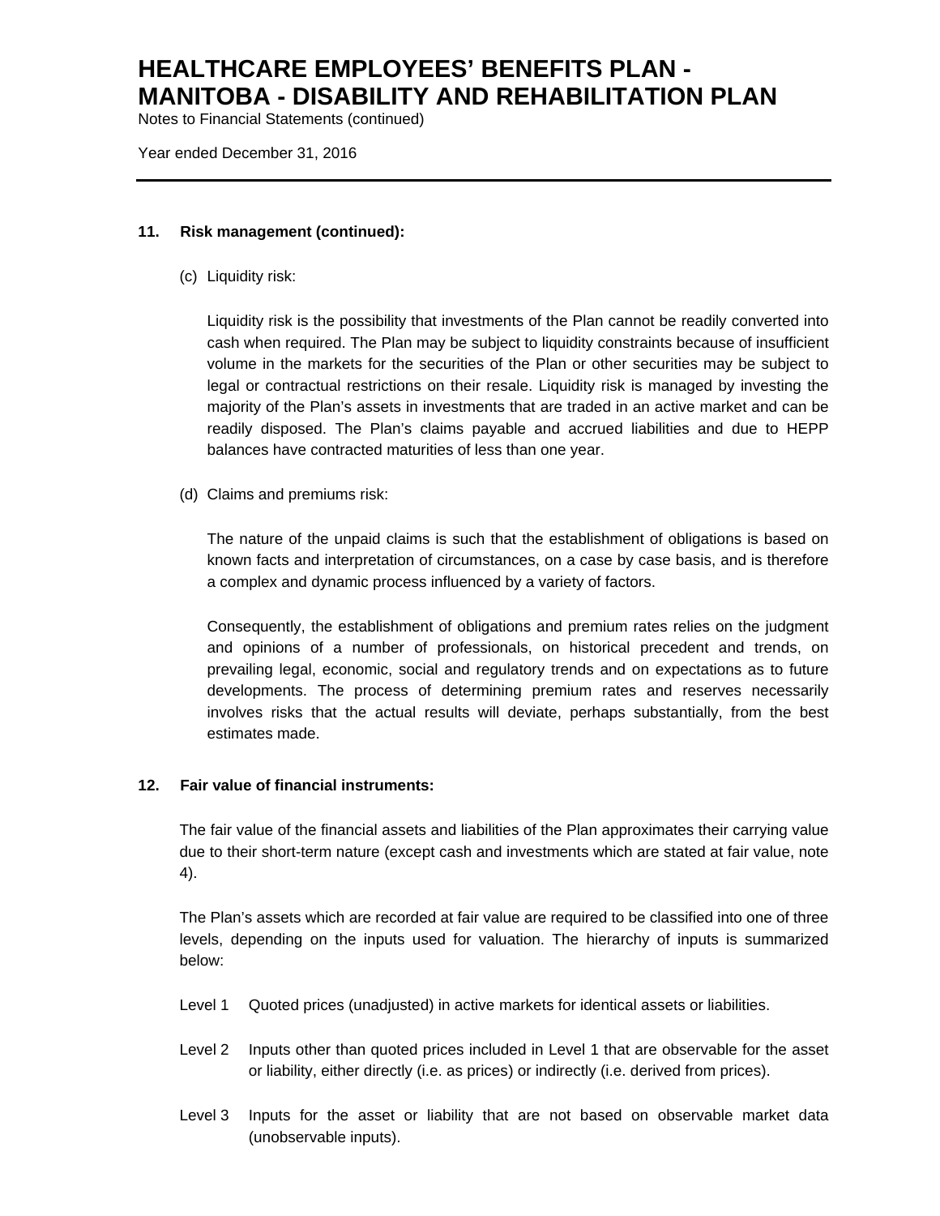## 11. Risk management (continued):

(c) Liquidity risk:

Liquidity risk is the possibility that investments of the Plan cannot be readily converted into cash when required. The Plan may be subject to liquidity constraints because of insufficient volume in the markets for the securities of the Plan or other securities may be subject to legal or contractual restrictions on their resale. Liquidity risk is managed by investing the majority of the Plan's assets in investments that are traded in an active market and can be readily disposed. The Plan's claims payable and accrued liabilities and due to HEPP balances have contracted maturities of less than one year.

(d) Claims and premiums risk:

The nature of the unpaid claims is such that the establishment of obligations is based on known facts and interpretation of circumstances, on a case by case basis, and is therefore a complex and dynamic process influenced by a variety of factors.

Consequently, the establishment of obligations and premium rates relies on the judgment and opinions of a number of professionals, on historical precedent and trends, on prevailing legal, economic, social and regulatory trends and on expectations as to future developments. The process of determining premium rates and reserves necessarily involves risks that the actual results will deviate, perhaps substantially, from the best estimates made.

## 12. Fair value of financial instruments:

The fair value of the financial assets and liabilities of the Plan approximates their carrying value due to their short-term nature (except cash and investments which are stated at fair value, note 4).

The Plan's assets which are recorded at fair value are required to be classified into one of three levels, depending on the inputs used for valuation. The hierarchy of inputs is summarized below:

- Level 1 Quoted prices (unadjusted) in active markets for identical assets or liabilities.
- Level 2 Inputs other than quoted prices included in Level 1 that are observable for the asset or liability, either directly (i.e. as prices) or indirectly (i.e. derived from prices).
- Level 3 Inputs for the asset or liability that are not based on observable market data (unobservable inputs).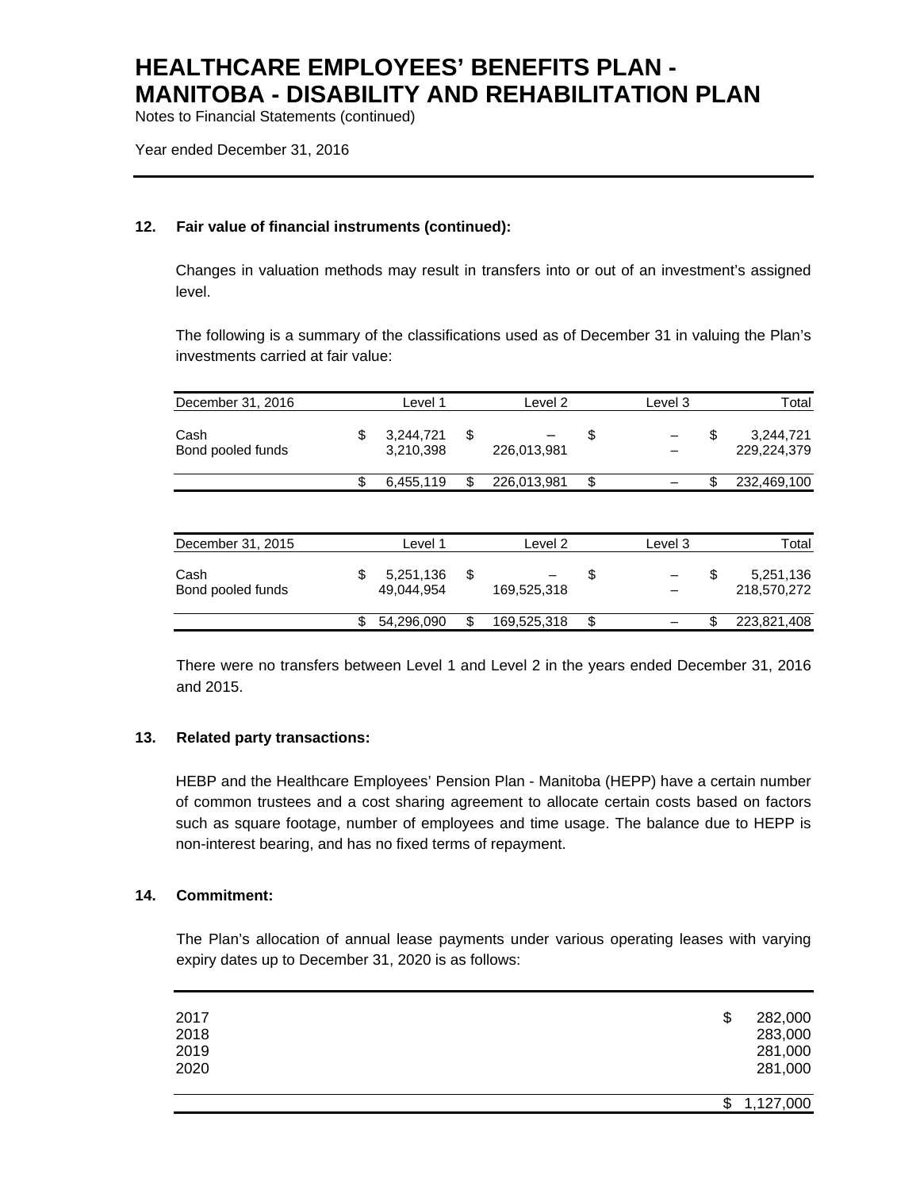# HEALTHCARE EMPLOYEES' BENEFITS PLAN - MANITOBA - DISABILITY AND REHABILITATION PLAN

Notes to Financial Statements (continued)

Year ended December 31, 2016

### 12. Fair value of financial instruments (continued):

Changes in valuation methods may result in transfers into or out of an investment's assigned level.

The following is a summary of the classifications used as of December 31 in valuing the Plan's investments carried at fair value:

| December 31, 2016 | Level 1 | Level 2 | Level 3 | Total |
|---|---|---|---|---|
| Cash | $ 3,244,721 | $ – | $ – | $ 3,244,721 |
| Bond pooled funds | 3,210,398 | 226,013,981 | – | 229,224,379 |
| | $ 6,455,119 | $ 226,013,981 | $ – | $ 232,469,100 |

| December 31, 2015 | Level 1 | Level 2 | Level 3 | Total |
|---|---|---|---|---|
| Cash | $ 5,251,136 | $ – | $ – | $ 5,251,136 |
| Bond pooled funds | 49,044,954 | 169,525,318 | – | 218,570,272 |
| | $ 54,296,090 | $ 169,525,318 | $ – | $ 223,821,408 |

There were no transfers between Level 1 and Level 2 in the years ended December 31, 2016 and 2015.

### 13. Related party transactions:

HEBP and the Healthcare Employees' Pension Plan - Manitoba (HEPP) have a certain number of common trustees and a cost sharing agreement to allocate certain costs based on factors such as square footage, number of employees and time usage. The balance due to HEPP is non-interest bearing, and has no fixed terms of repayment.

### 14. Commitment:

The Plan's allocation of annual lease payments under various operating leases with varying expiry dates up to December 31, 2020 is as follows:

| | |
|---|---|
| 2017 | $ 282,000 |
| 2018 | 283,000 |
| 2019 | 281,000 |
| 2020 | 281,000 |
| | $ 1,127,000 |